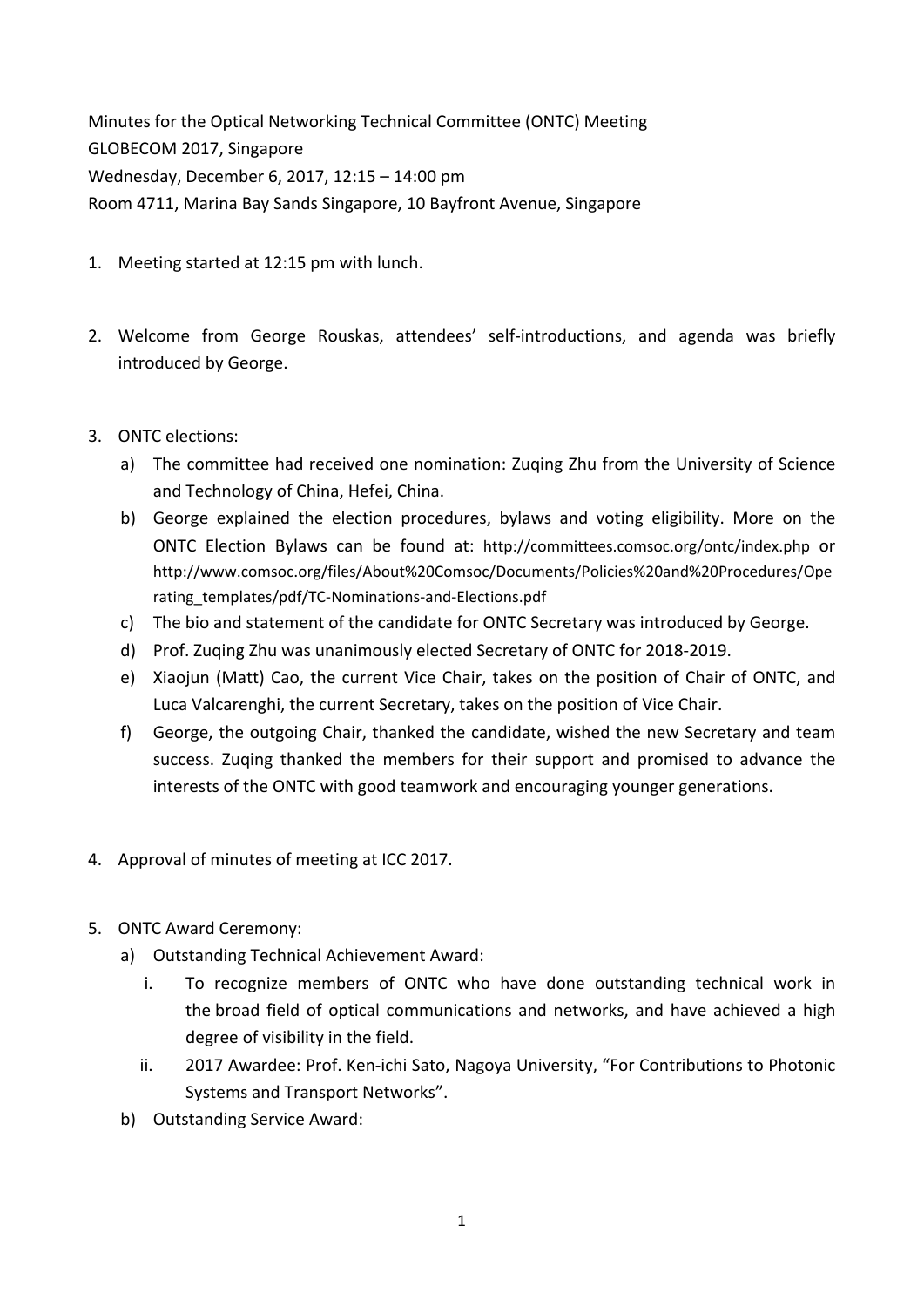Minutes for the Optical Networking Technical Committee (ONTC) Meeting
GLOBECOM 2017, Singapore
Wednesday, December 6, 2017, 12:15 – 14:00 pm
Room 4711, Marina Bay Sands Singapore, 10 Bayfront Avenue, Singapore

1. Meeting started at 12:15 pm with lunch.

2. Welcome from George Rouskas, attendees' self-introductions, and agenda was briefly introduced by George.

3. ONTC elections:
   a) The committee had received one nomination: Zuqing Zhu from the University of Science and Technology of China, Hefei, China.
   b) George explained the election procedures, bylaws and voting eligibility. More on the ONTC Election Bylaws can be found at: http://committees.comsoc.org/ontc/index.php or http://www.comsoc.org/files/About%20Comsoc/Documents/Policies%20and%20Procedures/Operating_templates/pdf/TC-Nominations-and-Elections.pdf
   c) The bio and statement of the candidate for ONTC Secretary was introduced by George.
   d) Prof. Zuqing Zhu was unanimously elected Secretary of ONTC for 2018-2019.
   e) Xiaojun (Matt) Cao, the current Vice Chair, takes on the position of Chair of ONTC, and Luca Valcarenghi, the current Secretary, takes on the position of Vice Chair.
   f) George, the outgoing Chair, thanked the candidate, wished the new Secretary and team success. Zuqing thanked the members for their support and promised to advance the interests of the ONTC with good teamwork and encouraging younger generations.

4. Approval of minutes of meeting at ICC 2017.

5. ONTC Award Ceremony:
   a) Outstanding Technical Achievement Award:
      i. To recognize members of ONTC who have done outstanding technical work in the broad field of optical communications and networks, and have achieved a high degree of visibility in the field.
      ii. 2017 Awardee: Prof. Ken-ichi Sato, Nagoya University, "For Contributions to Photonic Systems and Transport Networks".
   b) Outstanding Service Award: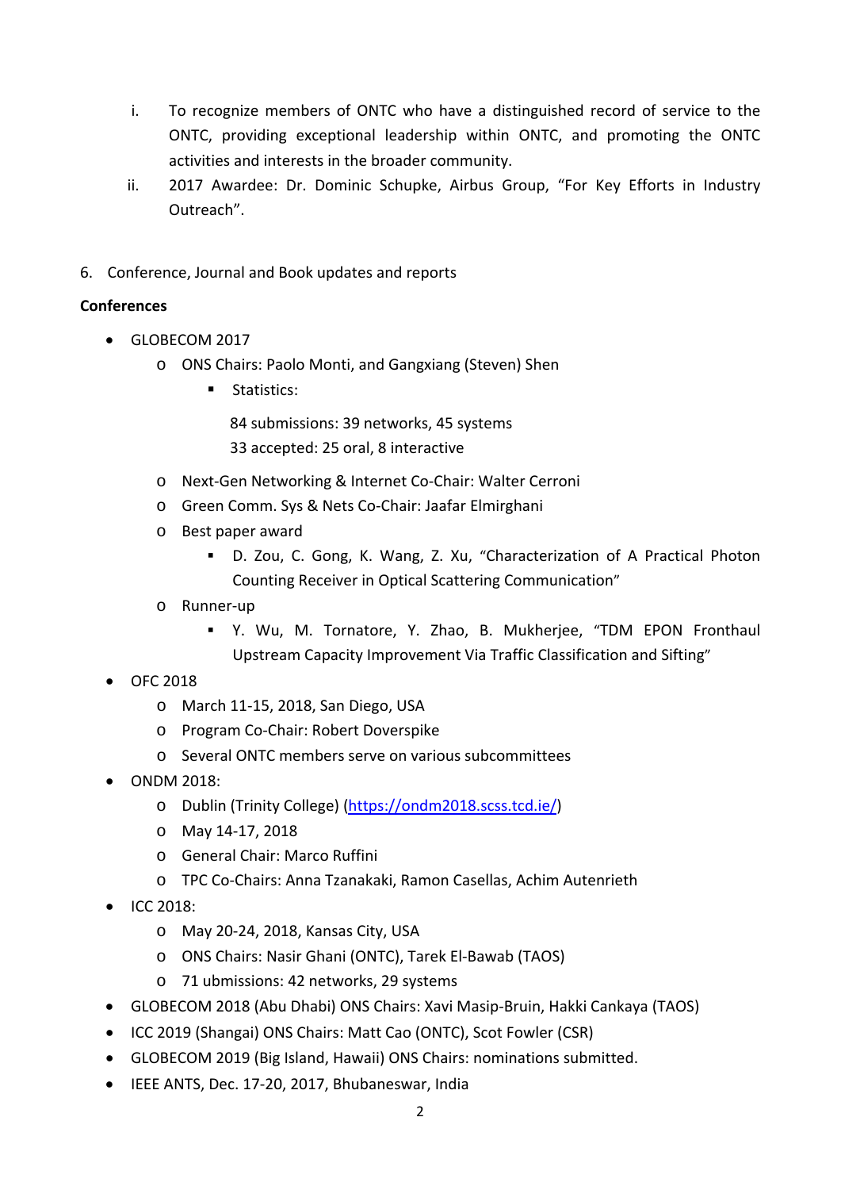i. To recognize members of ONTC who have a distinguished record of service to the ONTC, providing exceptional leadership within ONTC, and promoting the ONTC activities and interests in the broader community.
ii. 2017 Awardee: Dr. Dominic Schupke, Airbus Group, "For Key Efforts in Industry Outreach".

6. Conference, Journal and Book updates and reports

**Conferences**

- GLOBECOM 2017
  - ONS Chairs: Paolo Monti, and Gangxiang (Steven) Shen
    - Statistics:

      84 submissions: 39 networks, 45 systems
      33 accepted: 25 oral, 8 interactive
  - Next-Gen Networking & Internet Co-Chair: Walter Cerroni
  - Green Comm. Sys & Nets Co-Chair: Jaafar Elmirghani
  - Best paper award
    - D. Zou, C. Gong, K. Wang, Z. Xu, "Characterization of A Practical Photon Counting Receiver in Optical Scattering Communication"
  - Runner-up
    - Y. Wu, M. Tornatore, Y. Zhao, B. Mukherjee, "TDM EPON Fronthaul Upstream Capacity Improvement Via Traffic Classification and Sifting"
- OFC 2018
  - March 11-15, 2018, San Diego, USA
  - Program Co-Chair: Robert Doverspike
  - Several ONTC members serve on various subcommittees
- ONDM 2018:
  - Dublin (Trinity College) (https://ondm2018.scss.tcd.ie/)
  - May 14-17, 2018
  - General Chair: Marco Ruffini
  - TPC Co-Chairs: Anna Tzanakaki, Ramon Casellas, Achim Autenrieth
- ICC 2018:
  - May 20-24, 2018, Kansas City, USA
  - ONS Chairs: Nasir Ghani (ONTC), Tarek El-Bawab (TAOS)
  - 71 ubmissions: 42 networks, 29 systems
- GLOBECOM 2018 (Abu Dhabi) ONS Chairs: Xavi Masip-Bruin, Hakki Cankaya (TAOS)
- ICC 2019 (Shangai) ONS Chairs: Matt Cao (ONTC), Scot Fowler (CSR)
- GLOBECOM 2019 (Big Island, Hawaii) ONS Chairs: nominations submitted.
- IEEE ANTS, Dec. 17-20, 2017, Bhubaneswar, India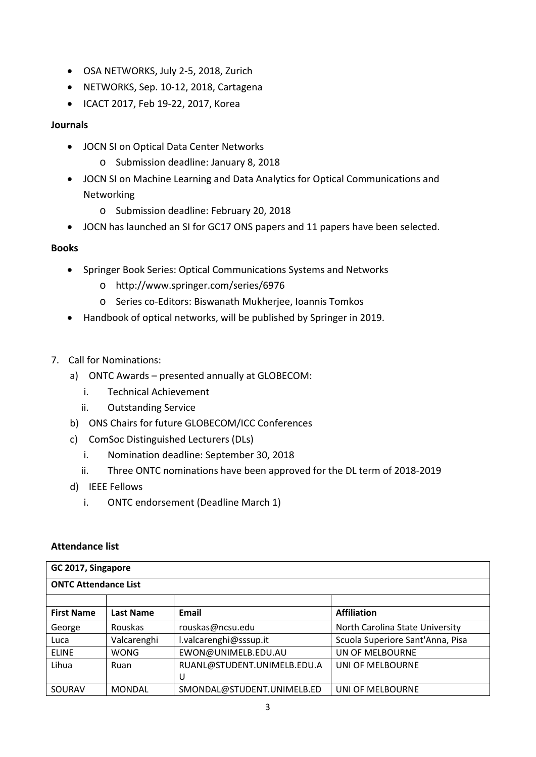- OSA NETWORKS, July 2-5, 2018, Zurich
- NETWORKS, Sep. 10-12, 2018, Cartagena
- ICACT 2017, Feb 19-22, 2017, Korea

**Journals**

- JOCN SI on Optical Data Center Networks
  - Submission deadline: January 8, 2018
- JOCN SI on Machine Learning and Data Analytics for Optical Communications and Networking
  - Submission deadline: February 20, 2018
- JOCN has launched an SI for GC17 ONS papers and 11 papers have been selected.

**Books**

- Springer Book Series: Optical Communications Systems and Networks
  - http://www.springer.com/series/6976
  - Series co-Editors: Biswanath Mukherjee, Ioannis Tomkos
- Handbook of optical networks, will be published by Springer in 2019.

7. Call for Nominations:
   a) ONTC Awards – presented annually at GLOBECOM:
      i. Technical Achievement
      ii. Outstanding Service
   b) ONS Chairs for future GLOBECOM/ICC Conferences
   c) ComSoc Distinguished Lecturers (DLs)
      i. Nomination deadline: September 30, 2018
      ii. Three ONTC nominations have been approved for the DL term of 2018-2019
   d) IEEE Fellows
      i. ONTC endorsement (Deadline March 1)

**Attendance list**

| GC 2017, Singapore | | | |
|---|---|---|---|
| **ONTC Attendance List** | | | |
| | | | |
| **First Name** | **Last Name** | **Email** | **Affiliation** |
| George | Rouskas | rouskas@ncsu.edu | North Carolina State University |
| Luca | Valcarenghi | l.valcarenghi@sssup.it | Scuola Superiore Sant'Anna, Pisa |
| ELINE | WONG | EWON@UNIMELB.EDU.AU | UN OF MELBOURNE |
| Lihua | Ruan | RUANL@STUDENT.UNIMELB.EDU.AU | UNI OF MELBOURNE |
| SOURAV | MONDAL | SMONDAL@STUDENT.UNIMELB.ED | UNI OF MELBOURNE |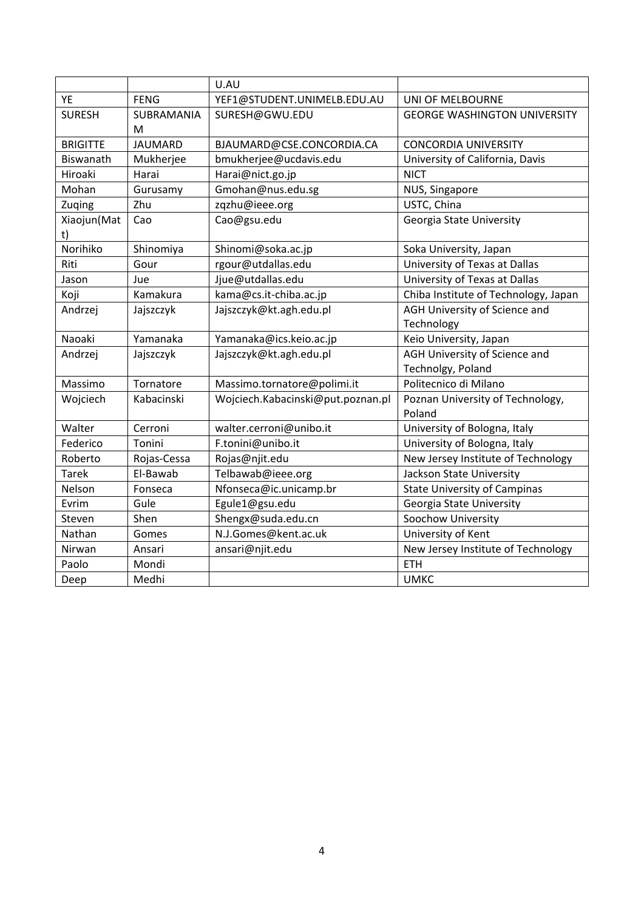| | | | |
|---|---|---|---|
| | | U.AU | |
| YE | FENG | YEF1@STUDENT.UNIMELB.EDU.AU | UNI OF MELBOURNE |
| SURESH | SUBRAMANIAM | SURESH@GWU.EDU | GEORGE WASHINGTON UNIVERSITY |
| BRIGITTE | JAUMARD | BJAUMARD@CSE.CONCORDIA.CA | CONCORDIA UNIVERSITY |
| Biswanath | Mukherjee | bmukherjee@ucdavis.edu | University of California, Davis |
| Hiroaki | Harai | Harai@nict.go.jp | NICT |
| Mohan | Gurusamy | Gmohan@nus.edu.sg | NUS, Singapore |
| Zuqing | Zhu | zqzhu@ieee.org | USTC, China |
| Xiaojun(Matt) | Cao | Cao@gsu.edu | Georgia State University |
| Norihiko | Shinomiya | Shinomi@soka.ac.jp | Soka University, Japan |
| Riti | Gour | rgour@utdallas.edu | University of Texas at Dallas |
| Jason | Jue | Jjue@utdallas.edu | University of Texas at Dallas |
| Koji | Kamakura | kama@cs.it-chiba.ac.jp | Chiba Institute of Technology, Japan |
| Andrzej | Jajszczyk | Jajszczyk@kt.agh.edu.pl | AGH University of Science and Technology |
| Naoaki | Yamanaka | Yamanaka@ics.keio.ac.jp | Keio University, Japan |
| Andrzej | Jajszczyk | Jajszczyk@kt.agh.edu.pl | AGH University of Science and Technolgy, Poland |
| Massimo | Tornatore | Massimo.tornatore@polimi.it | Politecnico di Milano |
| Wojciech | Kabacinski | Wojciech.Kabacinski@put.poznan.pl | Poznan University of Technology, Poland |
| Walter | Cerroni | walter.cerroni@unibo.it | University of Bologna, Italy |
| Federico | Tonini | F.tonini@unibo.it | University of Bologna, Italy |
| Roberto | Rojas-Cessa | Rojas@njit.edu | New Jersey Institute of Technology |
| Tarek | El-Bawab | Telbawab@ieee.org | Jackson State University |
| Nelson | Fonseca | Nfonseca@ic.unicamp.br | State University of Campinas |
| Evrim | Gule | Egule1@gsu.edu | Georgia State University |
| Steven | Shen | Shengx@suda.edu.cn | Soochow University |
| Nathan | Gomes | N.J.Gomes@kent.ac.uk | University of Kent |
| Nirwan | Ansari | ansari@njit.edu | New Jersey Institute of Technology |
| Paolo | Mondi | | ETH |
| Deep | Medhi | | UMKC |